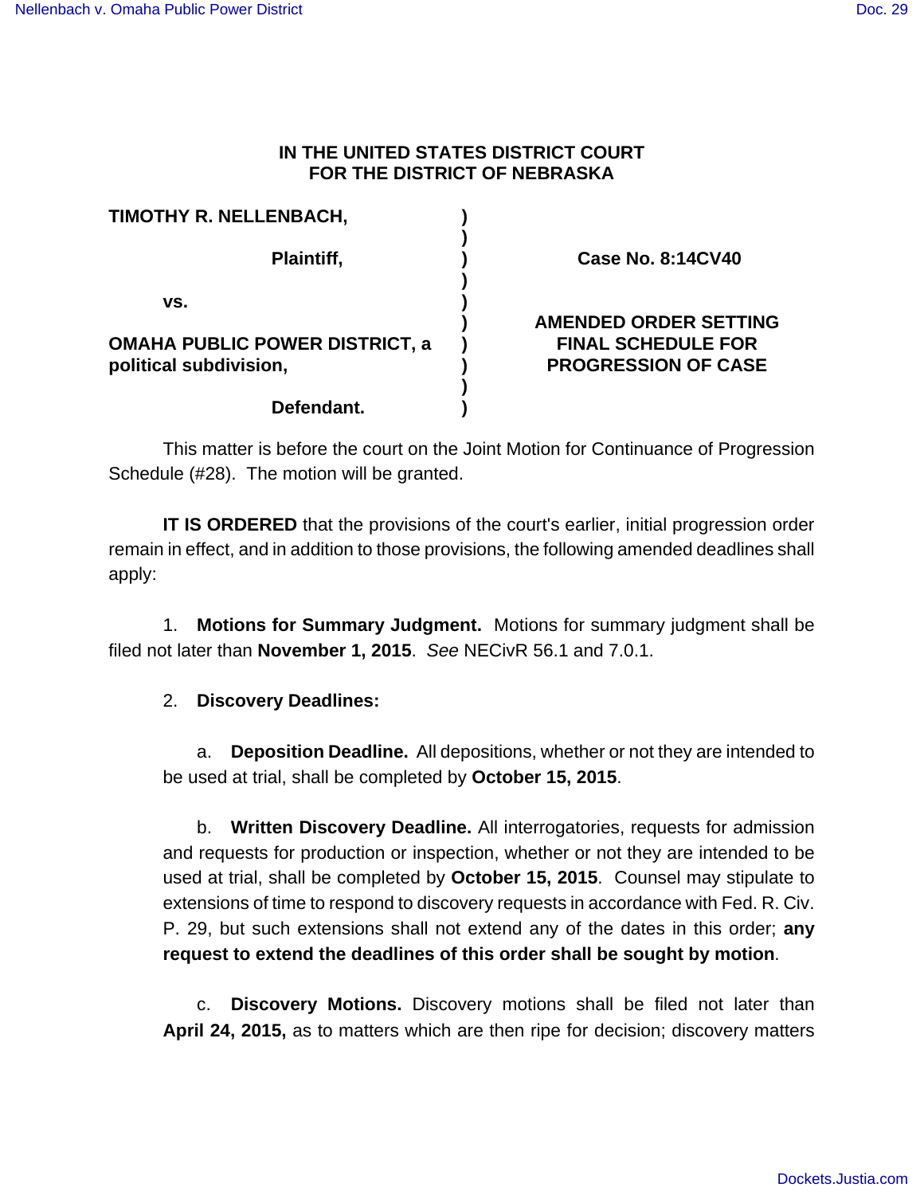**IN THE UNITED STATES DISTRICT COURT**
**FOR THE DISTRICT OF NEBRASKA**

| | | |
|---|---|---|
| **TIMOTHY R. NELLENBACH,** | ) | |
| | ) | |
| **Plaintiff,** | ) | **Case No. 8:14CV40** |
| | ) | |
| **vs.** | ) | |
| | ) | **AMENDED ORDER SETTING** |
| **OMAHA PUBLIC POWER DISTRICT, a political subdivision,** | ) | **FINAL SCHEDULE FOR PROGRESSION OF CASE** |
| | ) | |
| **Defendant.** | ) | |

This matter is before the court on the Joint Motion for Continuance of Progression Schedule (#28). The motion will be granted.

**IT IS ORDERED** that the provisions of the court's earlier, initial progression order remain in effect, and in addition to those provisions, the following amended deadlines shall apply:

1. **Motions for Summary Judgment.** Motions for summary judgment shall be filed not later than **November 1, 2015**. *See* NECivR 56.1 and 7.0.1.

2. **Discovery Deadlines:**

   a. **Deposition Deadline.** All depositions, whether or not they are intended to be used at trial, shall be completed by **October 15, 2015**.

   b. **Written Discovery Deadline.** All interrogatories, requests for admission and requests for production or inspection, whether or not they are intended to be used at trial, shall be completed by **October 15, 2015**. Counsel may stipulate to extensions of time to respond to discovery requests in accordance with Fed. R. Civ. P. 29, but such extensions shall not extend any of the dates in this order; **any request to extend the deadlines of this order shall be sought by motion**.

   c. **Discovery Motions.** Discovery motions shall be filed not later than **April 24, 2015,** as to matters which are then ripe for decision; discovery matters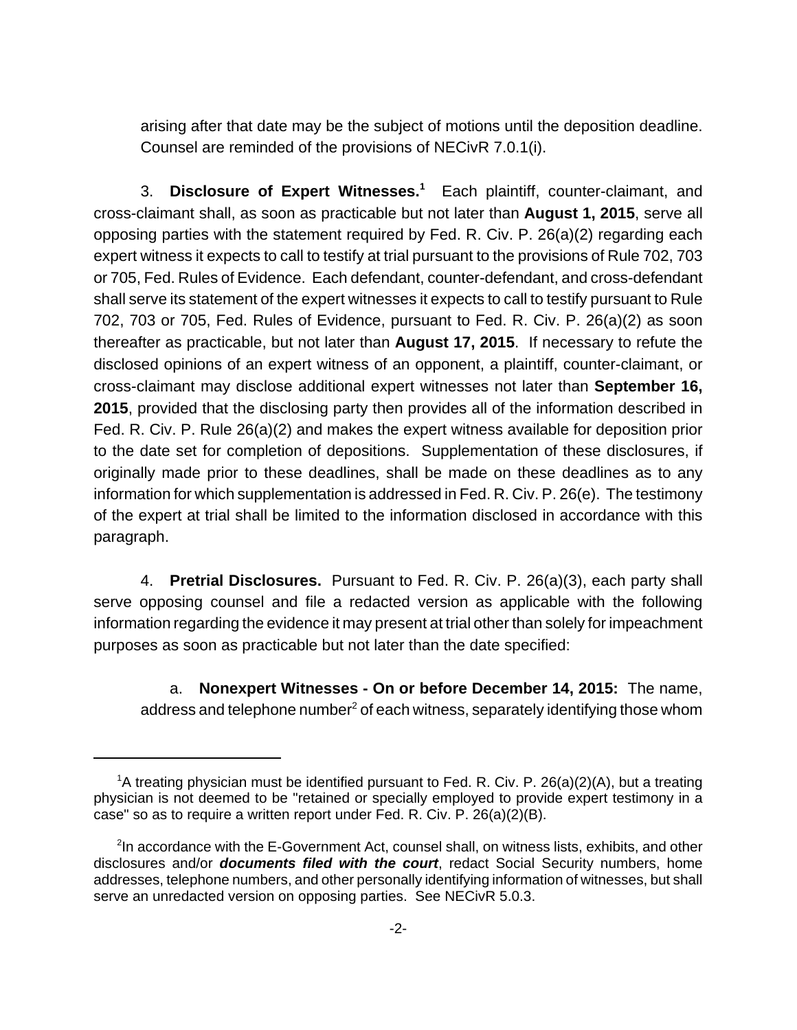arising after that date may be the subject of motions until the deposition deadline. Counsel are reminded of the provisions of NECivR 7.0.1(i).

3. **Disclosure of Expert Witnesses.**[1] Each plaintiff, counter-claimant, and cross-claimant shall, as soon as practicable but not later than **August 1, 2015**, serve all opposing parties with the statement required by Fed. R. Civ. P. 26(a)(2) regarding each expert witness it expects to call to testify at trial pursuant to the provisions of Rule 702, 703 or 705, Fed. Rules of Evidence. Each defendant, counter-defendant, and cross-defendant shall serve its statement of the expert witnesses it expects to call to testify pursuant to Rule 702, 703 or 705, Fed. Rules of Evidence, pursuant to Fed. R. Civ. P. 26(a)(2) as soon thereafter as practicable, but not later than **August 17, 2015**. If necessary to refute the disclosed opinions of an expert witness of an opponent, a plaintiff, counter-claimant, or cross-claimant may disclose additional expert witnesses not later than **September 16, 2015**, provided that the disclosing party then provides all of the information described in Fed. R. Civ. P. Rule 26(a)(2) and makes the expert witness available for deposition prior to the date set for completion of depositions. Supplementation of these disclosures, if originally made prior to these deadlines, shall be made on these deadlines as to any information for which supplementation is addressed in Fed. R. Civ. P. 26(e). The testimony of the expert at trial shall be limited to the information disclosed in accordance with this paragraph.

4. **Pretrial Disclosures.** Pursuant to Fed. R. Civ. P. 26(a)(3), each party shall serve opposing counsel and file a redacted version as applicable with the following information regarding the evidence it may present at trial other than solely for impeachment purposes as soon as practicable but not later than the date specified:

a. **Nonexpert Witnesses - On or before December 14, 2015:** The name, address and telephone number[2] of each witness, separately identifying those whom

[1] A treating physician must be identified pursuant to Fed. R. Civ. P. 26(a)(2)(A), but a treating physician is not deemed to be "retained or specially employed to provide expert testimony in a case" so as to require a written report under Fed. R. Civ. P. 26(a)(2)(B).

[2] In accordance with the E-Government Act, counsel shall, on witness lists, exhibits, and other disclosures and/or ***documents filed with the court***, redact Social Security numbers, home addresses, telephone numbers, and other personally identifying information of witnesses, but shall serve an unredacted version on opposing parties. See NECivR 5.0.3.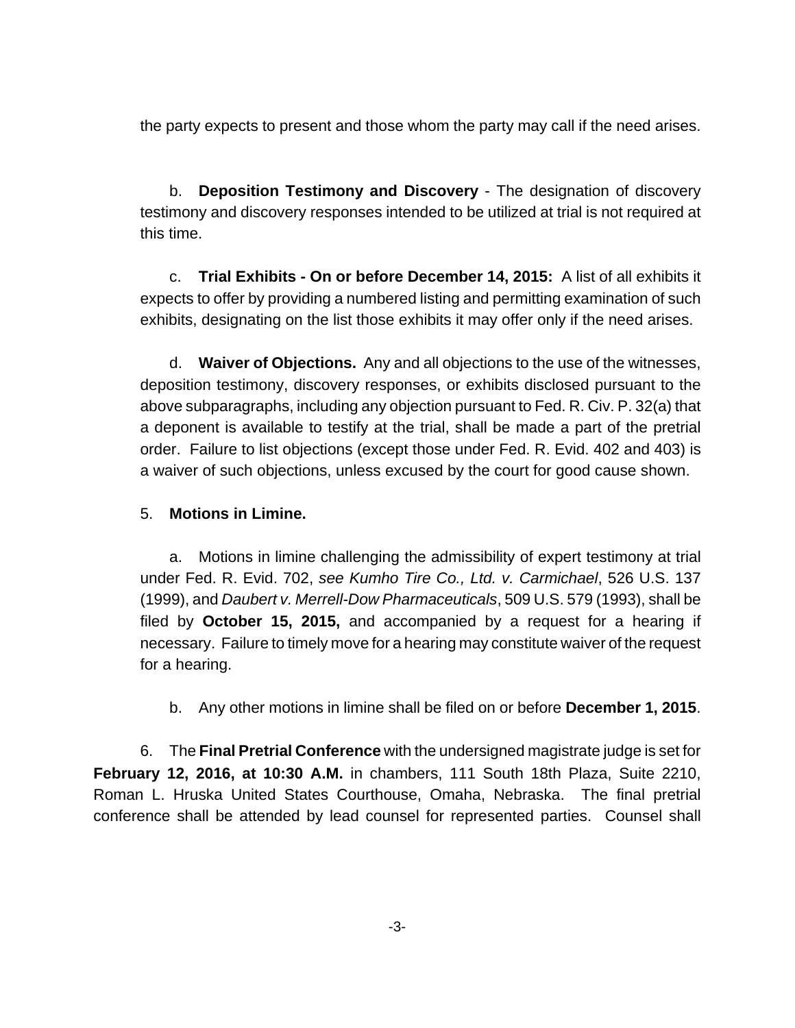the party expects to present and those whom the party may call if the need arises.

b. **Deposition Testimony and Discovery** - The designation of discovery testimony and discovery responses intended to be utilized at trial is not required at this time.

c. **Trial Exhibits - On or before December 14, 2015:** A list of all exhibits it expects to offer by providing a numbered listing and permitting examination of such exhibits, designating on the list those exhibits it may offer only if the need arises.

d. **Waiver of Objections.** Any and all objections to the use of the witnesses, deposition testimony, discovery responses, or exhibits disclosed pursuant to the above subparagraphs, including any objection pursuant to Fed. R. Civ. P. 32(a) that a deponent is available to testify at the trial, shall be made a part of the pretrial order. Failure to list objections (except those under Fed. R. Evid. 402 and 403) is a waiver of such objections, unless excused by the court for good cause shown.

5. **Motions in Limine.**

a. Motions in limine challenging the admissibility of expert testimony at trial under Fed. R. Evid. 702, *see Kumho Tire Co., Ltd. v. Carmichael*, 526 U.S. 137 (1999), and *Daubert v. Merrell-Dow Pharmaceuticals*, 509 U.S. 579 (1993), shall be filed by **October 15, 2015,** and accompanied by a request for a hearing if necessary. Failure to timely move for a hearing may constitute waiver of the request for a hearing.

b. Any other motions in limine shall be filed on or before **December 1, 2015**.

6. The **Final Pretrial Conference** with the undersigned magistrate judge is set for **February 12, 2016, at 10:30 A.M.** in chambers, 111 South 18th Plaza, Suite 2210, Roman L. Hruska United States Courthouse, Omaha, Nebraska. The final pretrial conference shall be attended by lead counsel for represented parties. Counsel shall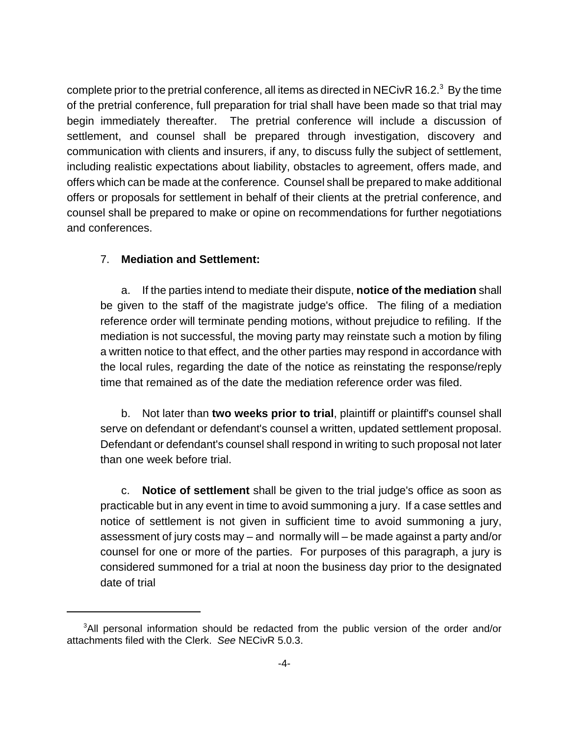complete prior to the pretrial conference, all items as directed in NECivR 16.2.[3] By the time of the pretrial conference, full preparation for trial shall have been made so that trial may begin immediately thereafter. The pretrial conference will include a discussion of settlement, and counsel shall be prepared through investigation, discovery and communication with clients and insurers, if any, to discuss fully the subject of settlement, including realistic expectations about liability, obstacles to agreement, offers made, and offers which can be made at the conference. Counsel shall be prepared to make additional offers or proposals for settlement in behalf of their clients at the pretrial conference, and counsel shall be prepared to make or opine on recommendations for further negotiations and conferences.

7. **Mediation and Settlement:**

a. If the parties intend to mediate their dispute, **notice of the mediation** shall be given to the staff of the magistrate judge's office. The filing of a mediation reference order will terminate pending motions, without prejudice to refiling. If the mediation is not successful, the moving party may reinstate such a motion by filing a written notice to that effect, and the other parties may respond in accordance with the local rules, regarding the date of the notice as reinstating the response/reply time that remained as of the date the mediation reference order was filed.

b. Not later than **two weeks prior to trial**, plaintiff or plaintiff's counsel shall serve on defendant or defendant's counsel a written, updated settlement proposal. Defendant or defendant's counsel shall respond in writing to such proposal not later than one week before trial.

c. **Notice of settlement** shall be given to the trial judge's office as soon as practicable but in any event in time to avoid summoning a jury. If a case settles and notice of settlement is not given in sufficient time to avoid summoning a jury, assessment of jury costs may – and normally will – be made against a party and/or counsel for one or more of the parties. For purposes of this paragraph, a jury is considered summoned for a trial at noon the business day prior to the designated date of trial

---

[3] All personal information should be redacted from the public version of the order and/or attachments filed with the Clerk. *See* NECivR 5.0.3.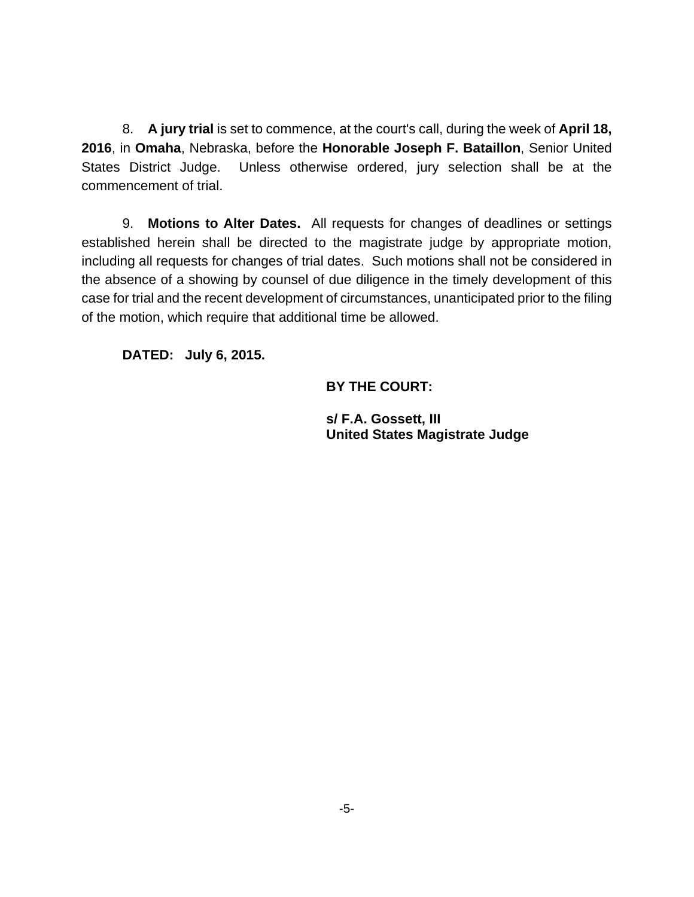8. **A jury trial** is set to commence, at the court's call, during the week of **April 18, 2016**, in **Omaha**, Nebraska, before the **Honorable Joseph F. Bataillon**, Senior United States District Judge. Unless otherwise ordered, jury selection shall be at the commencement of trial.

9. **Motions to Alter Dates.** All requests for changes of deadlines or settings established herein shall be directed to the magistrate judge by appropriate motion, including all requests for changes of trial dates. Such motions shall not be considered in the absence of a showing by counsel of due diligence in the timely development of this case for trial and the recent development of circumstances, unanticipated prior to the filing of the motion, which require that additional time be allowed.

**DATED: July 6, 2015.**

**BY THE COURT:**

**s/ F.A. Gossett, III**
**United States Magistrate Judge**